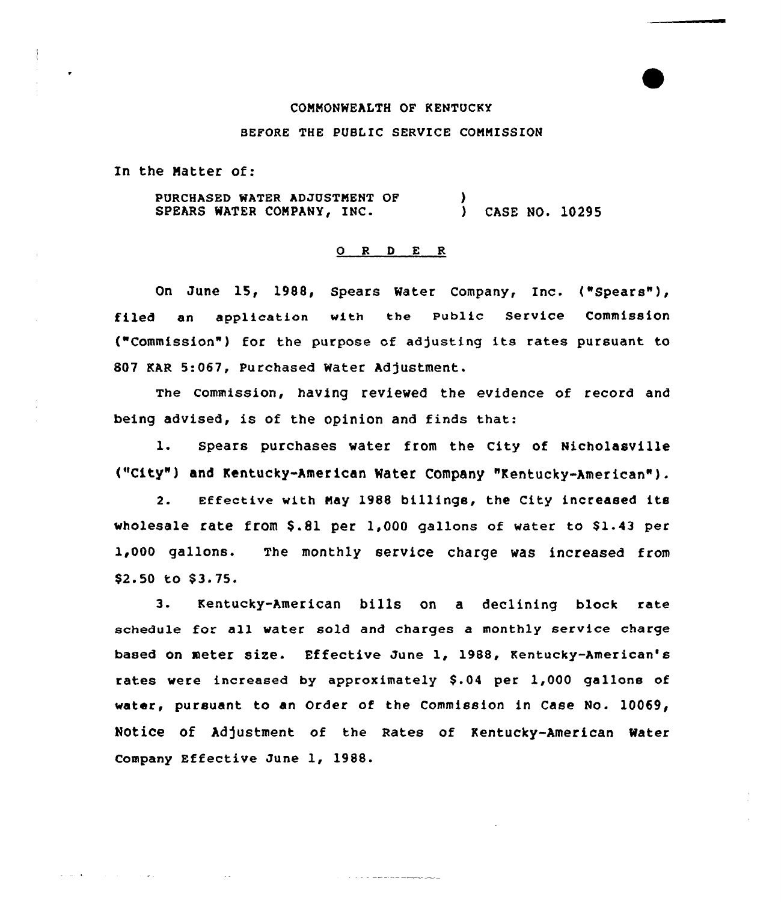COMMONWEALTH OF KENTUCKY

BEFORE THE PUBLIC SERVICE COMMISSION

In the Matter of:

PURCHASED WATER ADJUSTMENT OF SPEARS WATER COMPANY, INC. ) CASE NO. 10295

## O R D E R

On June 15, 1988, Spears Water Company, Inc. ("Spears"), filed an application with the Public Service Commission ("Commission") for the purpose of adjusting its rates pursuant to 807 KAR 5:067, Purchased Water Adjustment.

The Commission, having reviewed the evidence of record and being advised, is of the opinion and finds that:

1. Spears purchases water from the City of Nicholasville ("City") and Kentucky-American Water Company "Kentucky-American").

2. Effective with May 1988 billings, the City increased its wholesale rate from $.81 per 1,000 gallons of water to $1.43 per 1,000 gallons. The monthly service charge was increased from $2.50 to $3.75.

3. Kentucky-American bills on a declining block rate schedule for all water sold and charges a monthly service charge based on meter size. Effective June 1, 1988, Kentucky-American's rates were increased by approximately $.04 per 1,000 gallons of water, pursuant to an Order of the Commission in Case No. 10069, Notice of Adjustment of the Rates of Kentucky-American Water Company Effective June 1, 1988.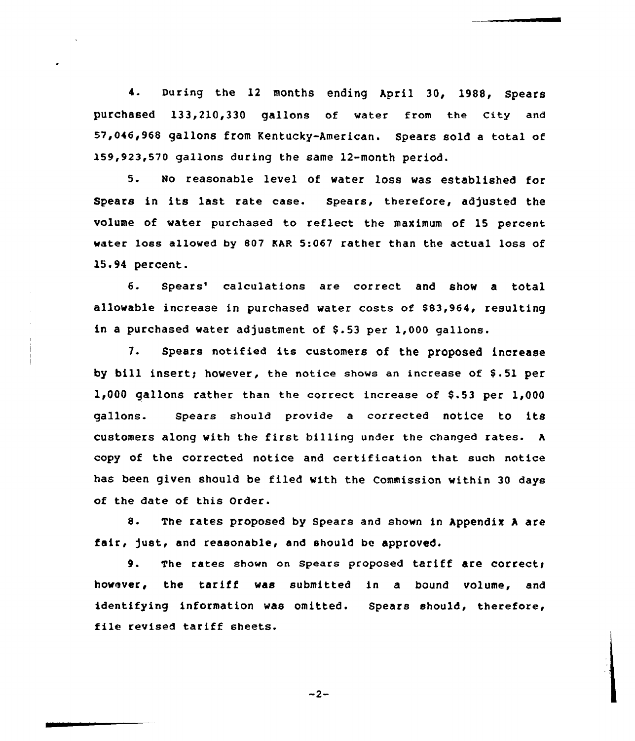4. During the 12 months ending April 30, 1988, Spears purchased 133,210,330 gallons of water from the City and 57,046,968 gallons from Kentucky-American. Spears sold a total of 159,923,570 gallons during the same 12-month period.

5. No reasonable level of water loss was established for Spears in its last rate case. Spears, therefore, adjusted the volume of water purchased to reflect the maximum of 15 percent water loss allowed by 807 KAR 5:067 rather than the actual loss of 15.94 percent.

6. Spears' calculations are correct and show a total allowable increase in purchased water costs of $83,964, resulting in a purchased water adjustment of $.53 per 1,000 gallons.

7. Spears notified its customers of the proposed increase by bill insert; however, the notice shows an increase of $.51 per 1,000 gallons rather than the correct increase of $.53 per 1,000 gallons. Spears should provide a corrected notice to its customers along with the first billing under the changed rates. A copy of the corrected notice and certification that such notice has been given should be filed with the Commission within 30 days of the date of this Order.

8. The rates proposed by Spears and shown in Appendix A are fair, just, and reasonable, and should be approved.

9. The rates shown on Spears proposed tariff are correct; however, the tariff was submitted in a bound volume, and identifying information was omitted. Spears should, therefore, file revised tariff sheets.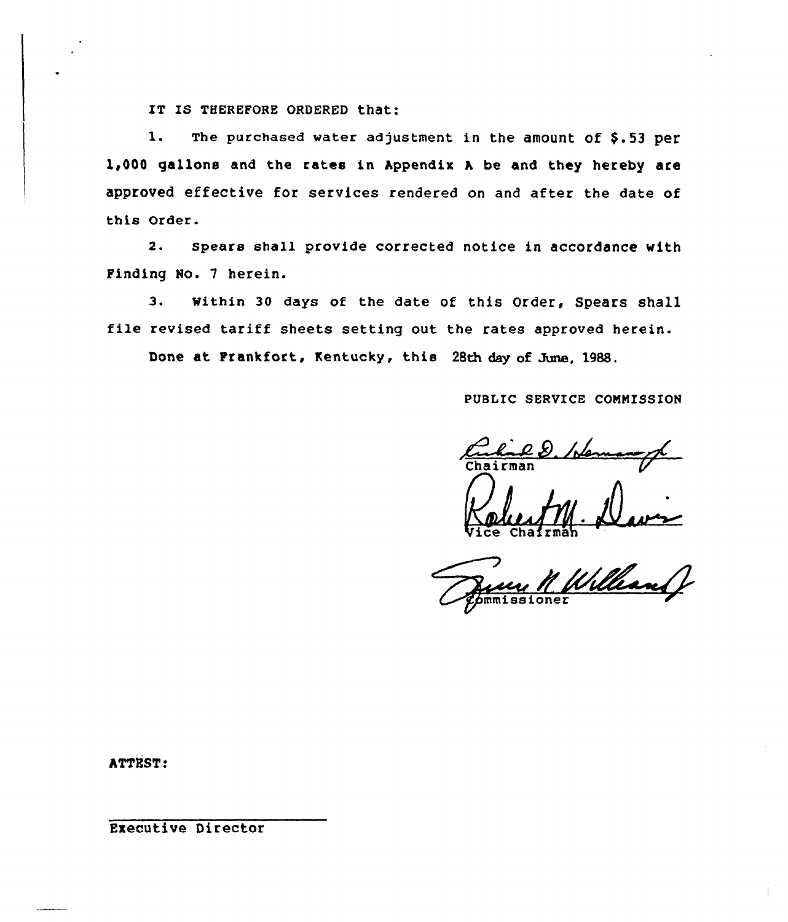IT IS THEREFORE ORDERED that:

1. The purchased water adjustment in the amount of $.53 per 1,000 gallons and the rates in Appendix A be and they hereby are approved effective for services rendered on and after the date of this Order.

2. Spears shall provide corrected notice in accordance with Finding No. 7 herein.

3. Within 30 days of the date of this Order, Spears shall file revised tariff sheets setting out the rates approved herein.

Done at Frankfort, Kentucky, this 28th day of June, 1988.

PUBLIC SERVICE COMMISSION

Chairman

Vice Chairman

Commissioner

ATTEST:

Executive Director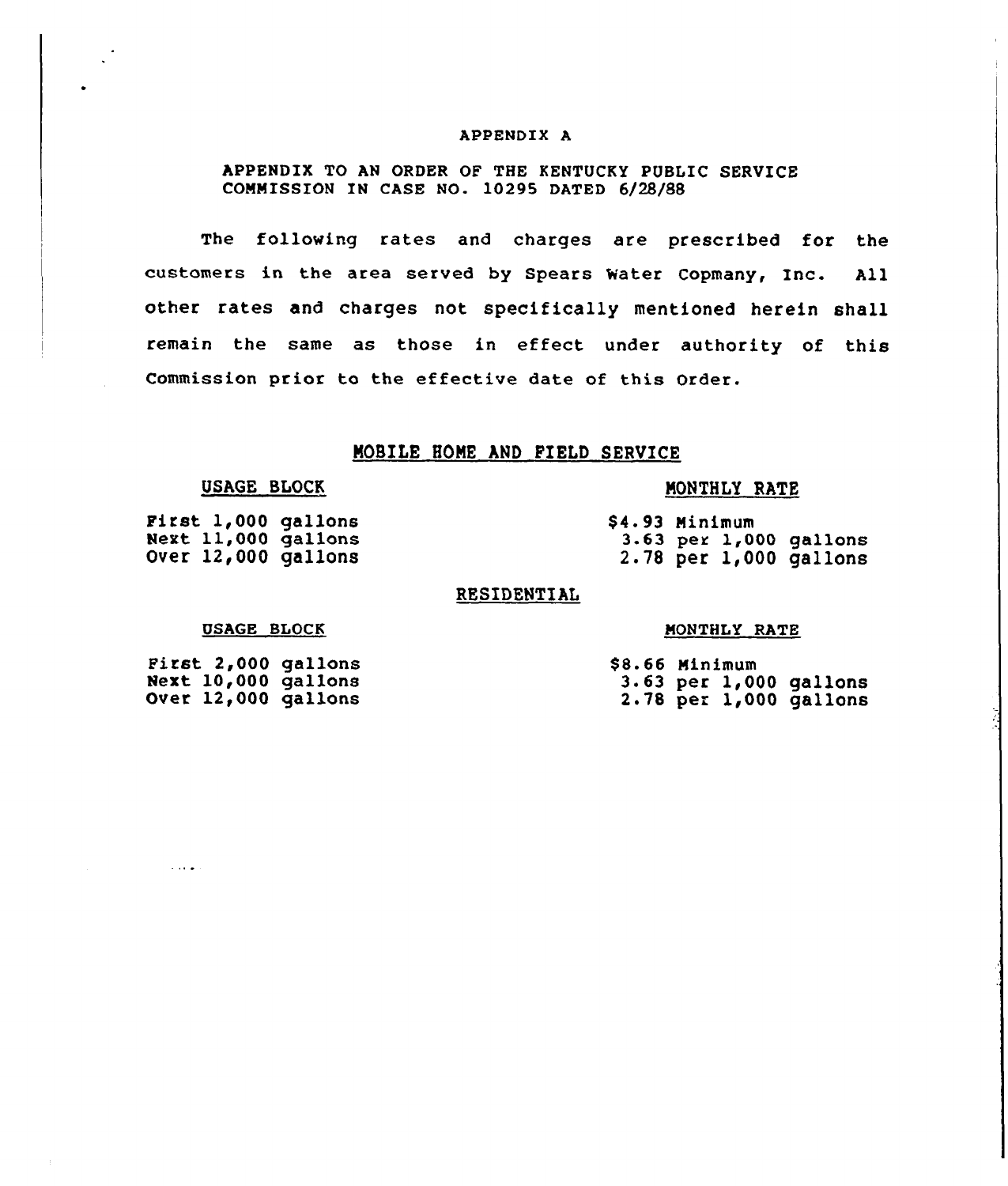APPENDIX A

APPENDIX TO AN ORDER OF THE KENTUCKY PUBLIC SERVICE COMMISSION IN CASE NO. 10295 DATED 6/28/88

The following rates and charges are prescribed for the customers in the area served by Spears Water Copmany, Inc. All other rates and charges not specifically mentioned herein shall remain the same as those in effect under authority of this Commission prior to the effective date of this Order.

MOBILE HOME AND FIELD SERVICE

| USAGE BLOCK | MONTHLY RATE |
|---|---|
| First 1,000 gallons | $4.93 Minimum |
| Next 11,000 gallons | 3.63 per 1,000 gallons |
| Over 12,000 gallons | 2.78 per 1,000 gallons |

RESIDENTIAL

| USAGE BLOCK | MONTHLY RATE |
|---|---|
| First 2,000 gallons | $8.66 Minimum |
| Next 10,000 gallons | 3.63 per 1,000 gallons |
| Over 12,000 gallons | 2.78 per 1,000 gallons |